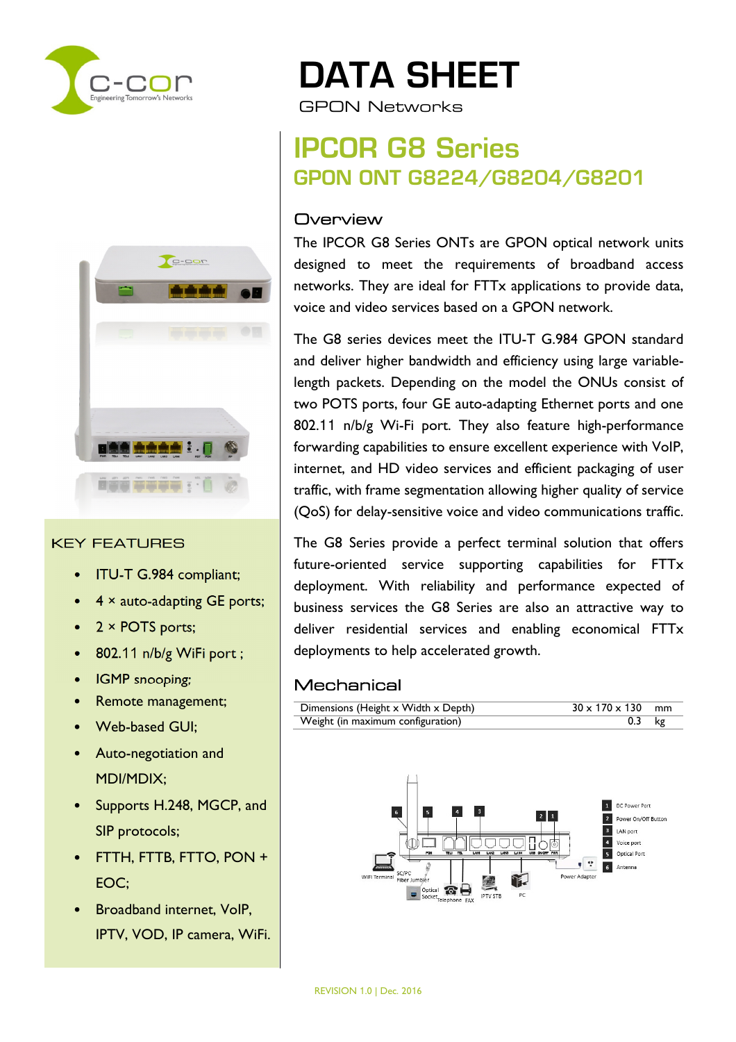# DATA SHEET

GPON Networks

# IPCOR G8 Series

## GPON ONT G8224/G8204/G8201

### Overview

The IPCOR G8 Series ONTs are GPON optical network units designed to meet the requirements of broadband access networks. They are ideal for FTTx applications to provide data, voice and video services based on a GPON network.

The G8 series devices meet the ITU-T G.984 GPON standard and deliver higher bandwidth and efficiency using large variable-length packets. Depending on the model the ONUs consist of two POTS ports, four GE auto-adapting Ethernet ports and one 802.11 n/b/g Wi-Fi port. They also feature high-performance forwarding capabilities to ensure excellent experience with VoIP, internet, and HD video services and efficient packaging of user traffic, with frame segmentation allowing higher quality of service (QoS) for delay-sensitive voice and video communications traffic.

The G8 Series provide a perfect terminal solution that offers future-oriented service supporting capabilities for FTTx deployment. With reliability and performance expected of business services the G8 Series are also an attractive way to deliver residential services and enabling economical FTTx deployments to help accelerated growth.

### KEY FEATURES

- ITU-T G.984 compliant;
- 4 × auto-adapting GE ports;
- 2 × POTS ports;
- 802.11 n/b/g WiFi port ;
- IGMP snooping;
- Remote management;
- Web-based GUI;
- Auto-negotiation and MDI/MDIX;
- Supports H.248, MGCP, and SIP protocols;
- FTTH, FTTB, FTTO, PON + EOC;
- Broadband internet, VoIP, IPTV, VOD, IP camera, WiFi.

### Mechanical

| | | |
|---|---|---|
| Dimensions (Height x Width x Depth) | 30 x 170 x 130 | mm |
| Weight (in maximum configuration) | 0.3 | kg |

1. DC Power Port
2. Power On/Off Button
3. LAN port
4. Voice port
5. Optical Port
6. Antenna

REVISION 1.0 | Dec. 2016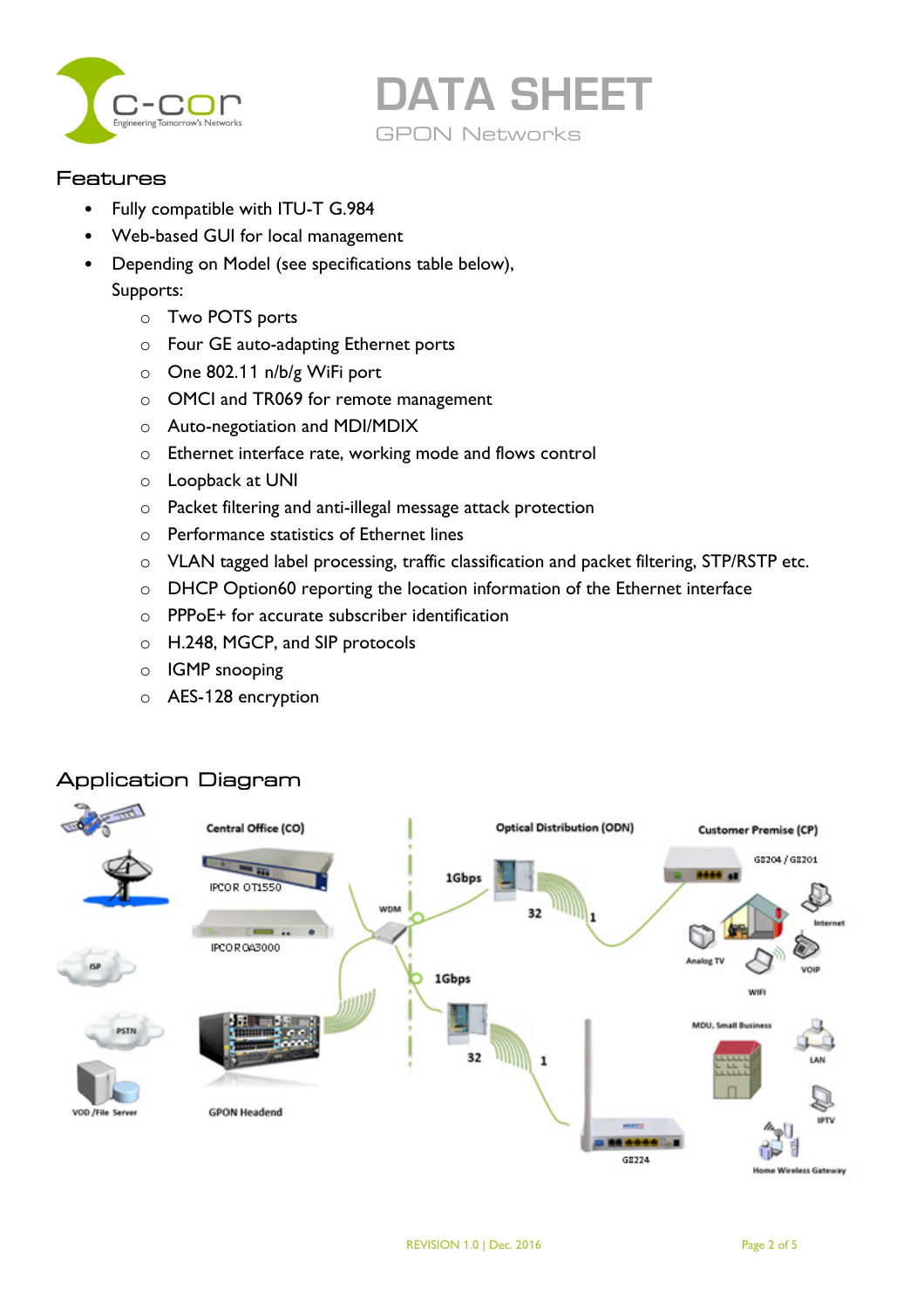## Features

- Fully compatible with ITU-T G.984
- Web-based GUI for local management
- Depending on Model (see specifications table below), Supports:
  - Two POTS ports
  - Four GE auto-adapting Ethernet ports
  - One 802.11 n/b/g WiFi port
  - OMCI and TR069 for remote management
  - Auto-negotiation and MDI/MDIX
  - Ethernet interface rate, working mode and flows control
  - Loopback at UNI
  - Packet filtering and anti-illegal message attack protection
  - Performance statistics of Ethernet lines
  - VLAN tagged label processing, traffic classification and packet filtering, STP/RSTP etc.
  - DHCP Option60 reporting the location information of the Ethernet interface
  - PPPoE+ for accurate subscriber identification
  - H.248, MGCP, and SIP protocols
  - IGMP snooping
  - AES-128 encryption

## Application Diagram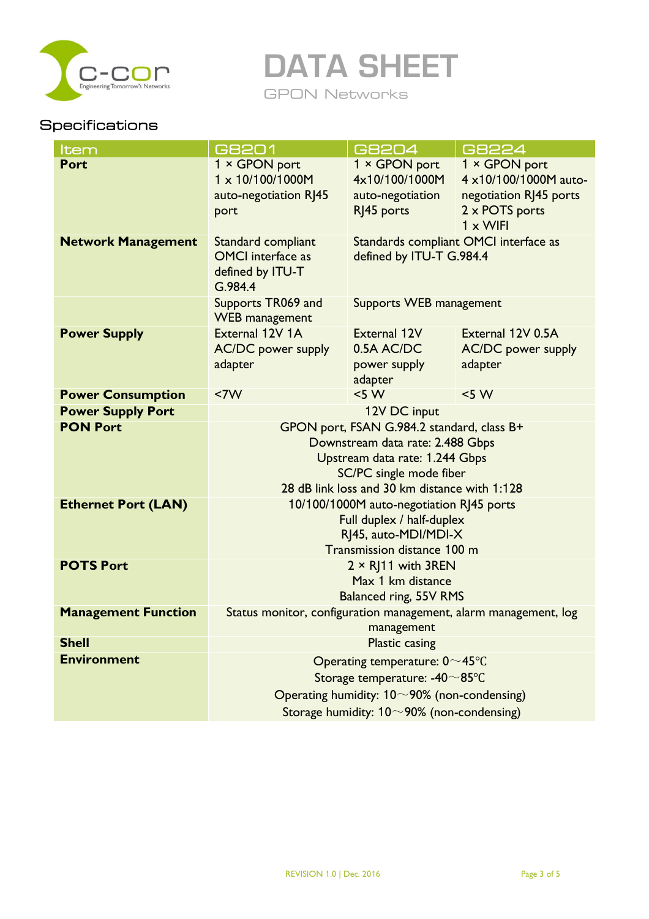# DATA SHEET

GPON Networks

## Specifications

| Item | G8201 | G8204 | G8224 |
|---|---|---|---|
| **Port** | 1 × GPON port<br>1 x 10/100/1000M auto-negotiation RJ45 port | 1 × GPON port<br>4x10/100/1000M auto-negotiation RJ45 ports | 1 × GPON port<br>4 x10/100/1000M auto-negotiation RJ45 ports<br>2 x POTS ports<br>1 x WIFI |
| **Network Management** | Standard compliant OMCI interface as defined by ITU-T G.984.4 | Standards compliant OMCI interface as defined by ITU-T G.984.4 | |
| | Supports TR069 and WEB management | Supports WEB management | |
| **Power Supply** | External 12V 1A AC/DC power supply adapter | External 12V 0.5A AC/DC power supply adapter | External 12V 0.5A AC/DC power supply adapter |
| **Power Consumption** | <7W | <5 W | <5 W |
| **Power Supply Port** | 12V DC input | | |
| **PON Port** | GPON port, FSAN G.984.2 standard, class B+<br>Downstream data rate: 2.488 Gbps<br>Upstream data rate: 1.244 Gbps<br>SC/PC single mode fiber<br>28 dB link loss and 30 km distance with 1:128 | | |
| **Ethernet Port (LAN)** | 10/100/1000M auto-negotiation RJ45 ports<br>Full duplex / half-duplex<br>RJ45, auto-MDI/MDI-X<br>Transmission distance 100 m | | |
| **POTS Port** | 2 × RJ11 with 3REN<br>Max 1 km distance<br>Balanced ring, 55V RMS | | |
| **Management Function** | Status monitor, configuration management, alarm management, log management | | |
| **Shell** | Plastic casing | | |
| **Environment** | Operating temperature: 0～45℃<br>Storage temperature: -40～85℃<br>Operating humidity: 10～90% (non-condensing)<br>Storage humidity: 10～90% (non-condensing) | | |

REVISION 1.0 | Dec. 2016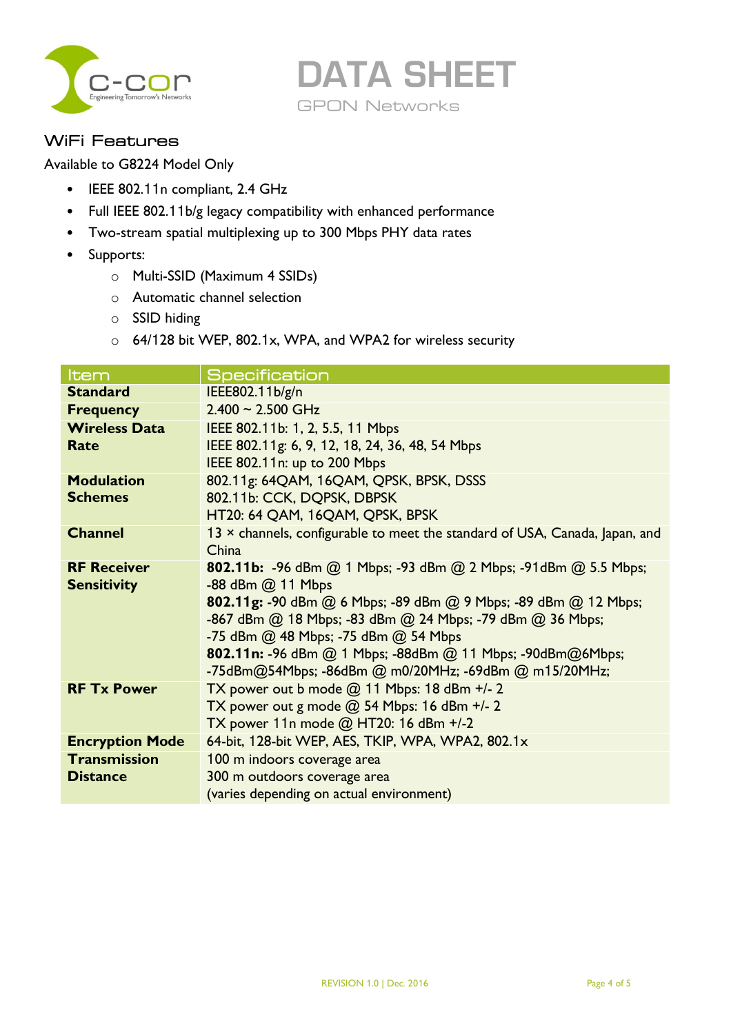## WiFi Features

Available to G8224 Model Only

- IEEE 802.11n compliant, 2.4 GHz
- Full IEEE 802.11b/g legacy compatibility with enhanced performance
- Two-stream spatial multiplexing up to 300 Mbps PHY data rates
- Supports:
  - Multi-SSID (Maximum 4 SSIDs)
  - Automatic channel selection
  - SSID hiding
  - 64/128 bit WEP, 802.1x, WPA, and WPA2 for wireless security

| Item | Specification |
|---|---|
| **Standard** | IEEE802.11b/g/n |
| **Frequency** | 2.400 ~ 2.500 GHz |
| **Wireless Data Rate** | IEEE 802.11b: 1, 2, 5.5, 11 Mbps<br>IEEE 802.11g: 6, 9, 12, 18, 24, 36, 48, 54 Mbps<br>IEEE 802.11n: up to 200 Mbps |
| **Modulation Schemes** | 802.11g: 64QAM, 16QAM, QPSK, BPSK, DSSS<br>802.11b: CCK, DQPSK, DBPSK<br>HT20: 64 QAM, 16QAM, QPSK, BPSK |
| **Channel** | 13 × channels, configurable to meet the standard of USA, Canada, Japan, and China |
| **RF Receiver Sensitivity** | **802.11b:** -96 dBm @ 1 Mbps; -93 dBm @ 2 Mbps; -91dBm @ 5.5 Mbps; -88 dBm @ 11 Mbps<br>**802.11g:** -90 dBm @ 6 Mbps; -89 dBm @ 9 Mbps; -89 dBm @ 12 Mbps; -867 dBm @ 18 Mbps; -83 dBm @ 24 Mbps; -79 dBm @ 36 Mbps; -75 dBm @ 48 Mbps; -75 dBm @ 54 Mbps<br>**802.11n:** -96 dBm @ 1 Mbps; -88dBm @ 11 Mbps; -90dBm@6Mbps; -75dBm@54Mbps; -86dBm @ m0/20MHz; -69dBm @ m15/20MHz; |
| **RF Tx Power** | TX power out b mode @ 11 Mbps: 18 dBm +/- 2<br>TX power out g mode @ 54 Mbps: 16 dBm +/- 2<br>TX power 11n mode @ HT20: 16 dBm +/-2 |
| **Encryption Mode** | 64-bit, 128-bit WEP, AES, TKIP, WPA, WPA2, 802.1x |
| **Transmission Distance** | 100 m indoors coverage area<br>300 m outdoors coverage area<br>(varies depending on actual environment) |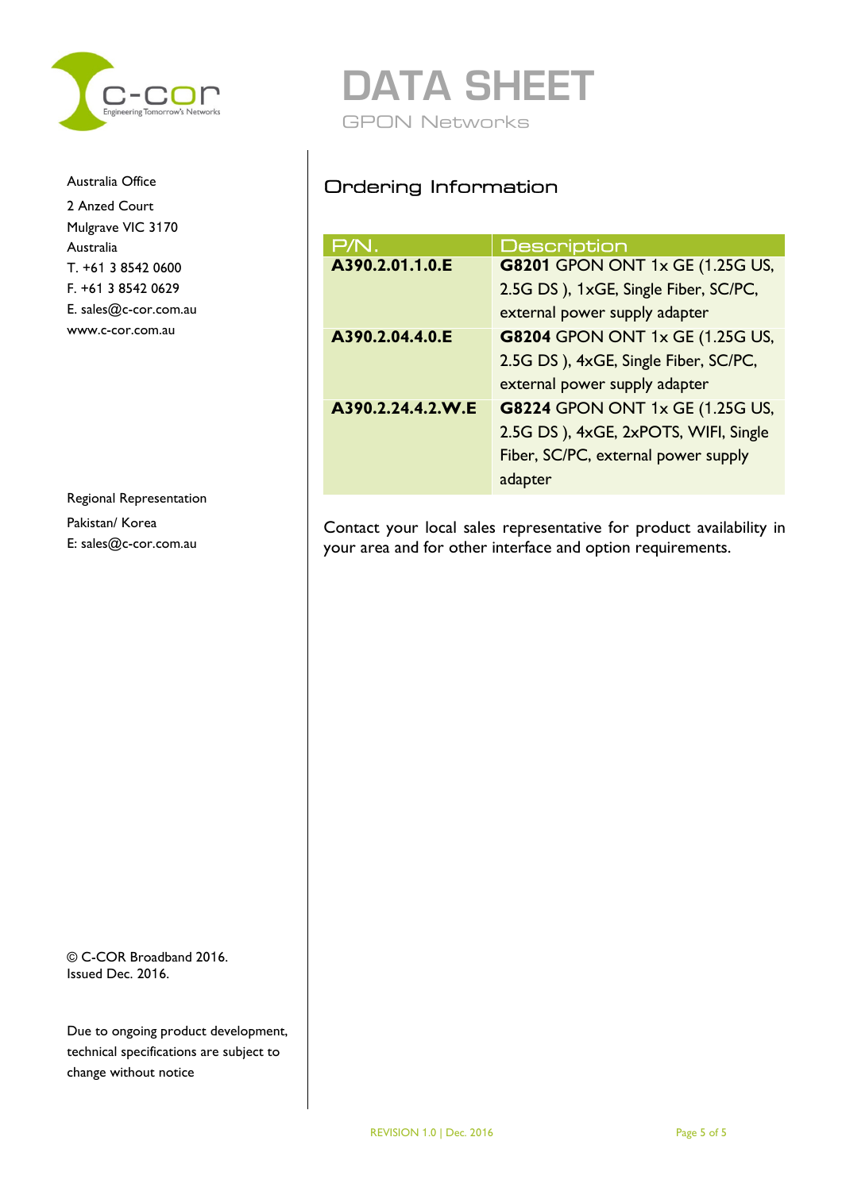# DATA SHEET

GPON Networks

Australia Office

2 Anzed Court
Mulgrave VIC 3170
Australia
T. +61 3 8542 0600
F. +61 3 8542 0629
E. sales@c-cor.com.au
www.c-cor.com.au

Regional Representation

Pakistan/ Korea
E: sales@c-cor.com.au

© C-COR Broadband 2016.
Issued Dec. 2016.

Due to ongoing product development, technical specifications are subject to change without notice

## Ordering Information

| P/N. | Description |
|---|---|
| **A390.2.01.1.0.E** | **G8201** GPON ONT 1x GE (1.25G US, 2.5G DS ), 1xGE, Single Fiber, SC/PC, external power supply adapter |
| **A390.2.04.4.0.E** | **G8204** GPON ONT 1x GE (1.25G US, 2.5G DS ), 4xGE, Single Fiber, SC/PC, external power supply adapter |
| **A390.2.24.4.2.W.E** | **G8224** GPON ONT 1x GE (1.25G US, 2.5G DS ), 4xGE, 2xPOTS, WIFI, Single Fiber, SC/PC, external power supply adapter |

Contact your local sales representative for product availability in your area and for other interface and option requirements.

REVISION 1.0 | Dec. 2016